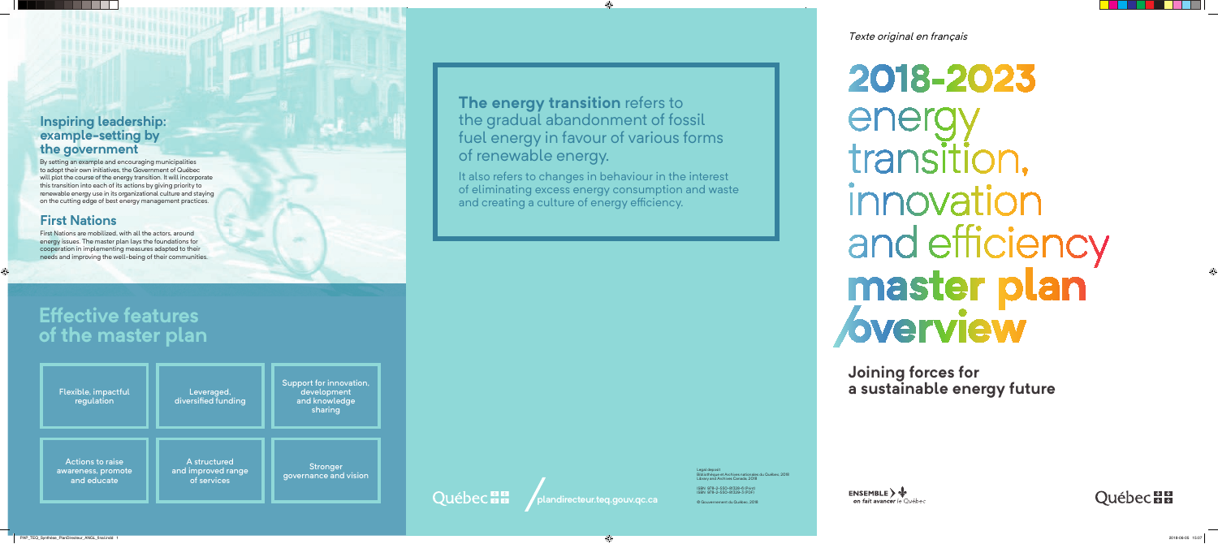*Texte original en français*

# 2018-2023 energy transition, innovation and efficiency master plan overview

## Joining forces for a sustainable energy future

**The energy transition** refers to the gradual abandonment of fossil fuel energy in favour of various forms of renewable energy.

It also refers to changes in behaviour in the interest of eliminating excess energy consumption and waste and creating a culture of energy efficiency.

### Inspiring leadership: example-setting by the government

By setting an example and encouraging municipalities to adopt their own initiatives, the Government of Québec will plot the course of the energy transition. It will incorporate this transition into each of its actions by giving priority to renewable energy use in its organizational culture and staying on the cutting edge of best energy management practices.

### First Nations

First Nations are mobilized, with all the actors, around energy issues. The master plan lays the foundations for cooperation in implementing measures adapted to their needs and improving the well-being of their communities.

## Effective features of the master plan

- Flexible, impactful regulation
- Leveraged, diversified funding
- Support for innovation, development and knowledge sharing
- Actions to raise awareness, promote and educate
- A structured and improved range of services
- Stronger governance and vision

Québec

plandirecteur.teq.gouv.qc.ca

Legal deposit
Bibliothèque et Archives nationales du Québec, 2018
Library and Archives Canada, 2018

ISBN: 978-2-550-81328-6 (Print)
ISBN: 978-2-550-81329-3 (PDF)

© Gouvernement du Québec, 2018

ENSEMBLE on fait avancer le Québec

Québec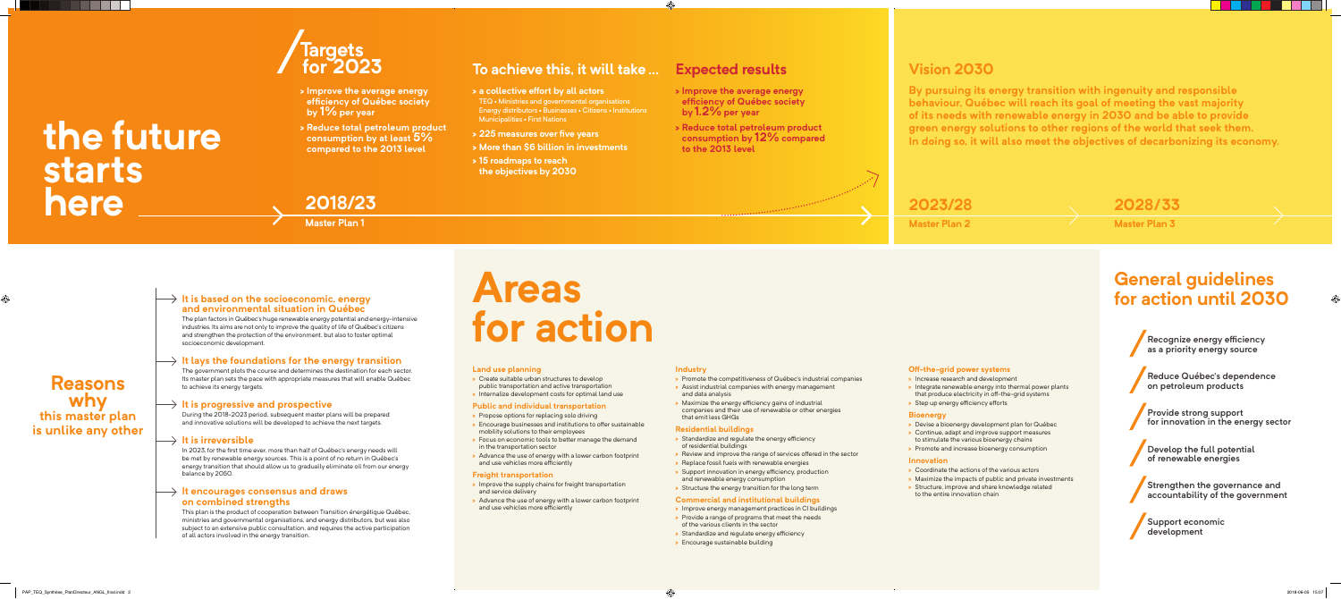# the future starts here

## Targets for 2023

- Improve the average energy efficiency of Québec society by 1% per year
- Reduce total petroleum product consumption by at least 5% compared to the 2013 level

## To achieve this, it will take ...

- a collective effort by all actors
  TEQ • Ministries and governmental organisations
  Energy distributors • Businesses • Citizens • Institutions
  Municipalities • First Nations
- 225 measures over five years
- More than $6 billion in investments
- 15 roadmaps to reach the objectives by 2030

## Expected results

- Improve the average energy efficiency of Québec society by 1.2% per year
- Reduce total petroleum product consumption by 12% compared to the 2013 level

## Vision 2030

By pursuing its energy transition with ingenuity and responsible behaviour, Québec will reach its goal of meeting the vast majority of its needs with renewable energy in 2030 and be able to provide green energy solutions to other regions of the world that seek them. In doing so, it will also meet the objectives of decarbonizing its economy.

**2018/23**
Master Plan 1

**2023/28**
Master Plan 2

**2028/33**
Master Plan 3

## Reasons why this master plan is unlike any other

### It is based on the socioeconomic, energy and environmental situation in Québec

The plan factors in Québec's huge renewable energy potential and energy-intensive industries. Its aims are not only to improve the quality of life of Québec's citizens and strengthen the protection of the environment, but also to foster optimal socioeconomic development.

### It lays the foundations for the energy transition

The government plots the course and determines the destination for each sector. Its master plan sets the pace with appropriate measures that will enable Québec to achieve its energy targets.

### It is progressive and prospective

During the 2018-2023 period, subsequent master plans will be prepared and innovative solutions will be developed to achieve the next targets.

### It is irreversible

In 2023, for the first time ever, more than half of Québec's energy needs will be met by renewable energy sources. This is a point of no return in Québec's energy transition that should allow us to gradually eliminate oil from our energy balance by 2050.

### It encourages consensus and draws on combined strengths

This plan is the product of cooperation between Transition énergétique Québec, ministries and governmental organisations, and energy distributors, but was also subject to an extensive public consultation, and requires the active participation of all actors involved in the energy transition.

# Areas for action

### Land use planning

- Create suitable urban structures to develop public transportation and active transportation
- Internalize development costs for optimal land use

### Public and individual transportation

- Propose options for replacing solo driving
- Encourage businesses and institutions to offer sustainable mobility solutions to their employees
- Focus on economic tools to better manage the demand in the transportation sector
- Advance the use of energy with a lower carbon footprint and use vehicles more efficiently

### Freight transportation

- Improve the supply chains for freight transportation and service delivery
- Advance the use of energy with a lower carbon footprint and use vehicles more efficiently

### Industry

- Promote the competitiveness of Québec's industrial companies
- Assist industrial companies with energy management and data analysis
- Maximize the energy efficiency gains of industrial companies and their use of renewable or other energies that emit less GHGs

### Residential buildings

- Standardize and regulate the energy efficiency of residential buildings
- Review and improve the range of services offered in the sector
- Replace fossil fuels with renewable energies
- Support innovation in energy efficiency, production and renewable energy consumption
- Structure the energy transition for the long term

### Commercial and institutional buildings

- Improve energy management practices in CI buildings
- Provide a range of programs that meet the needs of the various clients in the sector
- Standardize and regulate energy efficiency
- Encourage sustainable building

### Off-the-grid power systems

- Increase research and development
- Integrate renewable energy into thermal power plants that produce electricity in off-the-grid systems
- Step up energy efficiency efforts

### Bioenergy

- Devise a bioenergy development plan for Québec
- Continue, adapt and improve support measures to stimulate the various bioenergy chains
- Promote and increase bioenergy consumption

### Innovation

- Coordinate the actions of the various actors
- Maximize the impacts of public and private investments
- Structure, improve and share knowledge related to the entire innovation chain

## General guidelines for action until 2030

- Recognize energy efficiency as a priority energy source
- Reduce Québec's dependence on petroleum products
- Provide strong support for innovation in the energy sector
- Develop the full potential of renewable energies
- Strengthen the governance and accountability of the government
- Support economic development